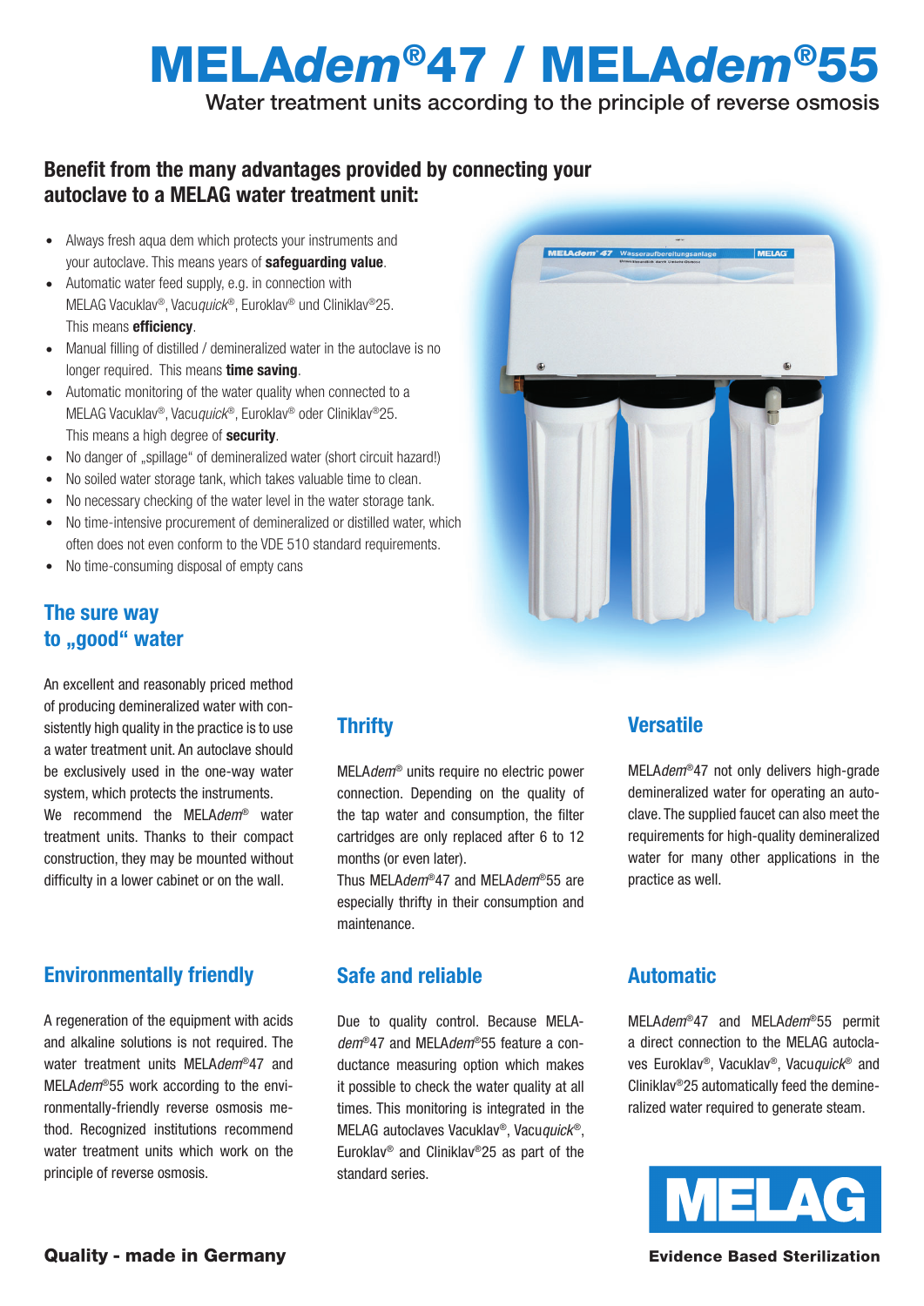# MELA*dem*®47 / MELA*dem*®55

Water treatment units according to the principle of reverse osmosis

## Benefit from the many advantages provided by connecting your autoclave to a MELAG water treatment unit:

- Always fresh aqua dem which protects your instruments and your autoclave. This means years of **safeguarding value**.
- Automatic water feed supply, e.g. in connection with MELAG Vacuklav®, Vac*uquick*®, Euroklav® und Cliniklav®25. This means **efficiency**.
- Manual filling of distilled / demineralized water in the autoclave is no longer required. This means **time saving**.
- Automatic monitoring of the water quality when connected to a MELAG Vacuklav®, Vac*uquick*®, Euroklav® oder Cliniklav®25. This means a high degree of **security**.
- No danger of „spillage" of demineralized water (short circuit hazard!)
- No soiled water storage tank, which takes valuable time to clean.
- No necessary checking of the water level in the water storage tank.
- No time-intensive procurement of demineralized or distilled water, which often does not even conform to the VDE 510 standard requirements.
- No time-consuming disposal of empty cans

## The sure way to „good" water

An excellent and reasonably priced method of producing demineralized water with consistently high quality in the practice is to use a water treatment unit. An autoclave should be exclusively used in the one-way water system, which protects the instruments. We recommend the MELA*dem*® water treatment units. Thanks to their compact construction, they may be mounted without difficulty in a lower cabinet or on the wall.

## Thrifty

MELA*dem*® units require no electric power connection. Depending on the quality of the tap water and consumption, the filter cartridges are only replaced after 6 to 12 months (or even later).
Thus MELA*dem*®47 and MELA*dem*®55 are especially thrifty in their consumption and maintenance.

## Versatile

MELA*dem*®47 not only delivers high-grade demineralized water for operating an autoclave. The supplied faucet can also meet the requirements for high-quality demineralized water for many other applications in the practice as well.

## Environmentally friendly

A regeneration of the equipment with acids and alkaline solutions is not required. The water treatment units MELA*dem*®47 and MELA*dem*®55 work according to the environmentally-friendly reverse osmosis method. Recognized institutions recommend water treatment units which work on the principle of reverse osmosis.

## Safe and reliable

Due to quality control. Because MELA*dem*®47 and MELA*dem*®55 feature a conductance measuring option which makes it possible to check the water quality at all times. This monitoring is integrated in the MELAG autoclaves Vacuklav®, Vac*uquick*®, Euroklav® and Cliniklav®25 as part of the standard series.

## Automatic

MELA*dem*®47 and MELA*dem*®55 permit a direct connection to the MELAG autoclaves Euroklav®, Vacuklav®, Vac*uquick*® and Cliniklav®25 automatically feed the demineralized water required to generate steam.

MELAG

**Quality - made in Germany**

**Evidence Based Sterilization**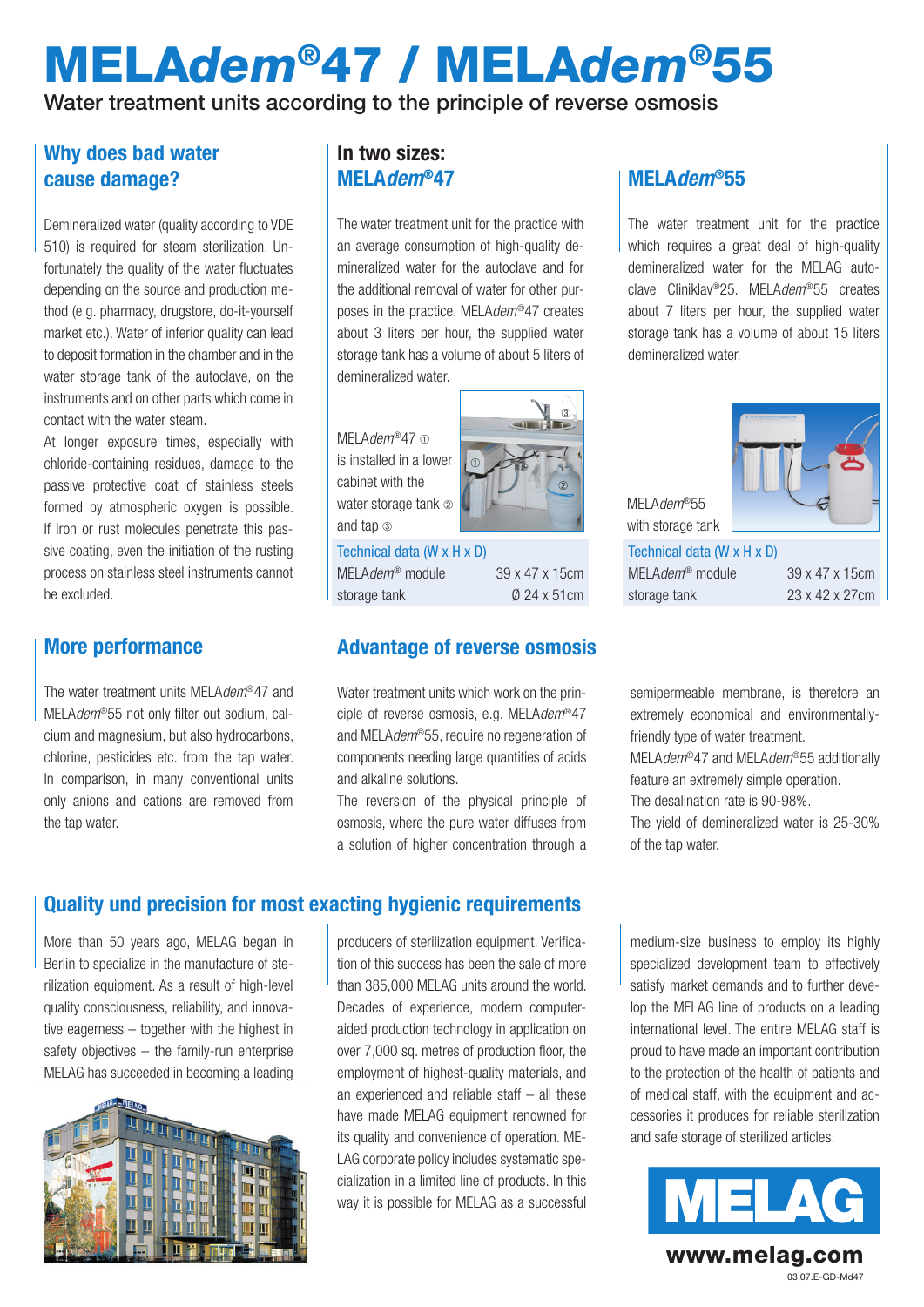# MELA*dem*®47 / MELA*dem*®55

Water treatment units according to the principle of reverse osmosis

## Why does bad water cause damage?

Demineralized water (quality according to VDE 510) is required for steam sterilization. Unfortunately the quality of the water fluctuates depending on the source and production method (e.g. pharmacy, drugstore, do-it-yourself market etc.). Water of inferior quality can lead to deposit formation in the chamber and in the water storage tank of the autoclave, on the instruments and on other parts which come in contact with the water steam.

At longer exposure times, especially with chloride-containing residues, damage to the passive protective coat of stainless steels formed by atmospheric oxygen is possible. If iron or rust molecules penetrate this passive coating, even the initiation of the rusting process on stainless steel instruments cannot be excluded.

## In two sizes: MELA*dem*®47

The water treatment unit for the practice with an average consumption of high-quality demineralized water for the autoclave and for the additional removal of water for other purposes in the practice. MELA*dem*®47 creates about 3 liters per hour, the supplied water storage tank has a volume of about 5 liters of demineralized water.

MELA*dem*®47 ① is installed in a lower cabinet with the water storage tank ② and tap ③

| Technical data (W x H x D) | |
|---|---|
| MELA*dem*® module | 39 x 47 x 15cm |
| storage tank | Ø 24 x 51cm |

## MELA*dem*®55

The water treatment unit for the practice which requires a great deal of high-quality demineralized water for the MELAG autoclave Cliniklav®25. MELA*dem*®55 creates about 7 liters per hour, the supplied water storage tank has a volume of about 15 liters demineralized water.

MELA*dem*®55 with storage tank

| Technical data (W x H x D) | |
|---|---|
| MELA*dem*® module | 39 x 47 x 15cm |
| storage tank | 23 x 42 x 27cm |

## More performance

The water treatment units MELA*dem*®47 and MELA*dem*®55 not only filter out sodium, calcium and magnesium, but also hydrocarbons, chlorine, pesticides etc. from the tap water. In comparison, in many conventional units only anions and cations are removed from the tap water.

## Advantage of reverse osmosis

Water treatment units which work on the principle of reverse osmosis, e.g. MELA*dem*®47 and MELA*dem*®55, require no regeneration of components needing large quantities of acids and alkaline solutions.

The reversion of the physical principle of osmosis, where the pure water diffuses from a solution of higher concentration through a semipermeable membrane, is therefore an extremely economical and environmentally-friendly type of water treatment.

MELA*dem*®47 and MELA*dem*®55 additionally feature an extremely simple operation.

The desalination rate is 90-98%.

The yield of demineralized water is 25-30% of the tap water.

## Quality und precision for most exacting hygienic requirements

More than 50 years ago, MELAG began in Berlin to specialize in the manufacture of sterilization equipment. As a result of high-level quality consciousness, reliability, and innovative eagerness – together with the highest in safety objectives – the family-run enterprise MELAG has succeeded in becoming a leading producers of sterilization equipment. Verification of this success has been the sale of more than 385,000 MELAG units around the world. Decades of experience, modern computer-aided production technology in application on over 7,000 sq. metres of production floor, the employment of highest-quality materials, and an experienced and reliable staff – all these have made MELAG equipment renowned for its quality and convenience of operation. MELAG corporate policy includes systematic specialization in a limited line of products. In this way it is possible for MELAG as a successful medium-size business to employ its highly specialized development team to effectively satisfy market demands and to further develop the MELAG line of products on a leading international level. The entire MELAG staff is proud to have made an important contribution to the protection of the health of patients and of medical staff, with the equipment and accessories it produces for reliable sterilization and safe storage of sterilized articles.

MELAG

www.melag.com

03.07.E-GD-Md47